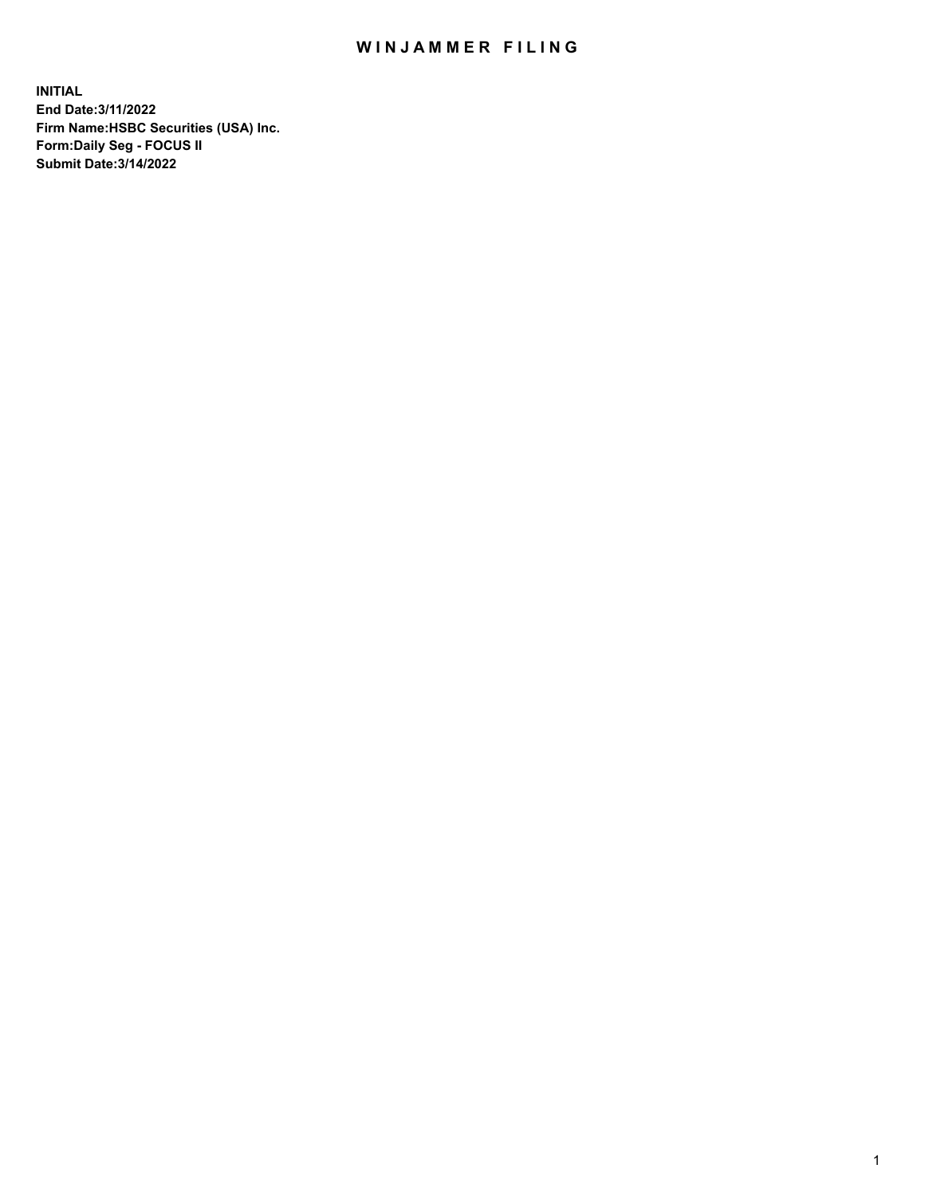# WINJAMMER FILING

**INITIAL**
**End Date:3/11/2022**
**Firm Name:HSBC Securities (USA) Inc.**
**Form:Daily Seg - FOCUS II**
**Submit Date:3/14/2022**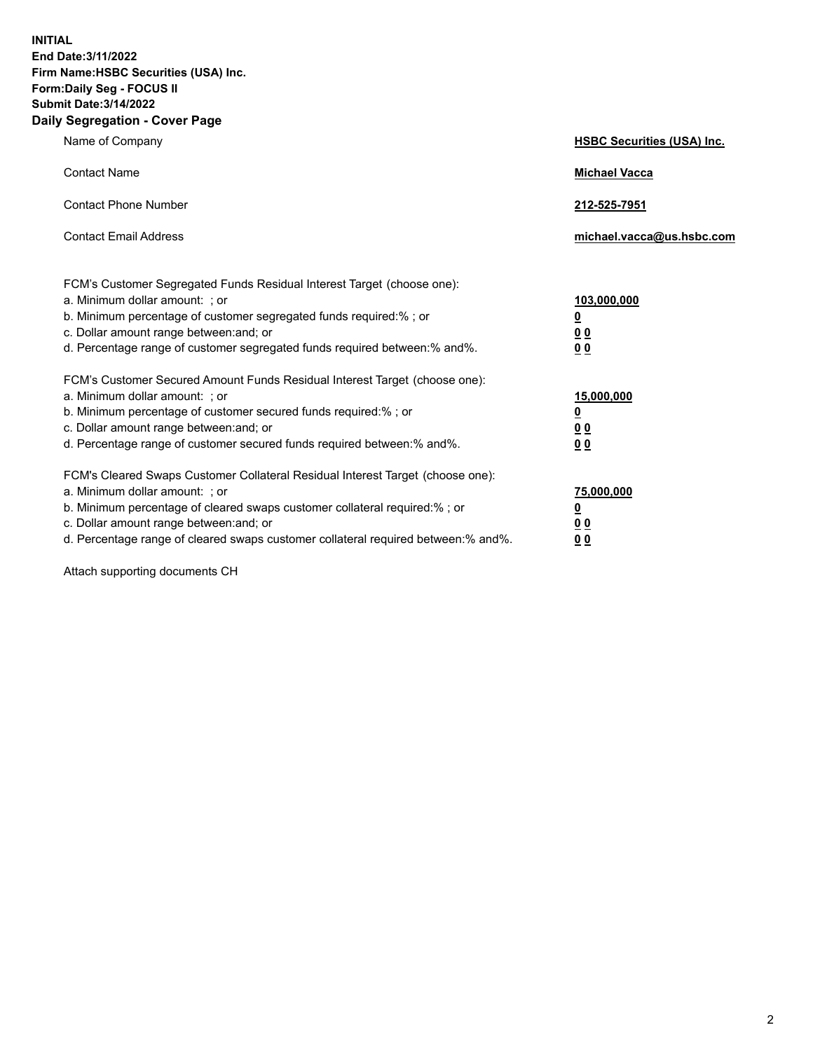**INITIAL**
**End Date:3/11/2022**
**Firm Name:HSBC Securities (USA) Inc.**
**Form:Daily Seg - FOCUS II**
**Submit Date:3/14/2022**

## Daily Segregation - Cover Page

| | |
|---|---|
| Name of Company | **HSBC Securities (USA) Inc.** |
| Contact Name | **Michael Vacca** |
| Contact Phone Number | **212-525-7951** |
| Contact Email Address | **michael.vacca@us.hsbc.com** |

| | |
|---|---|
| FCM's Customer Segregated Funds Residual Interest Target (choose one): | |
| a. Minimum dollar amount: ; or | **103,000,000** |
| b. Minimum percentage of customer segregated funds required:% ; or | **0** |
| c. Dollar amount range between:and; or | **0 0** |
| d. Percentage range of customer segregated funds required between:% and%. | **0 0** |
| FCM's Customer Secured Amount Funds Residual Interest Target (choose one): | |
| a. Minimum dollar amount: ; or | **15,000,000** |
| b. Minimum percentage of customer secured funds required:% ; or | **0** |
| c. Dollar amount range between:and; or | **0 0** |
| d. Percentage range of customer secured funds required between:% and%. | **0 0** |
| FCM's Cleared Swaps Customer Collateral Residual Interest Target (choose one): | |
| a. Minimum dollar amount: ; or | **75,000,000** |
| b. Minimum percentage of cleared swaps customer collateral required:% ; or | **0** |
| c. Dollar amount range between:and; or | **0 0** |
| d. Percentage range of cleared swaps customer collateral required between:% and%. | **0 0** |

Attach supporting documents CH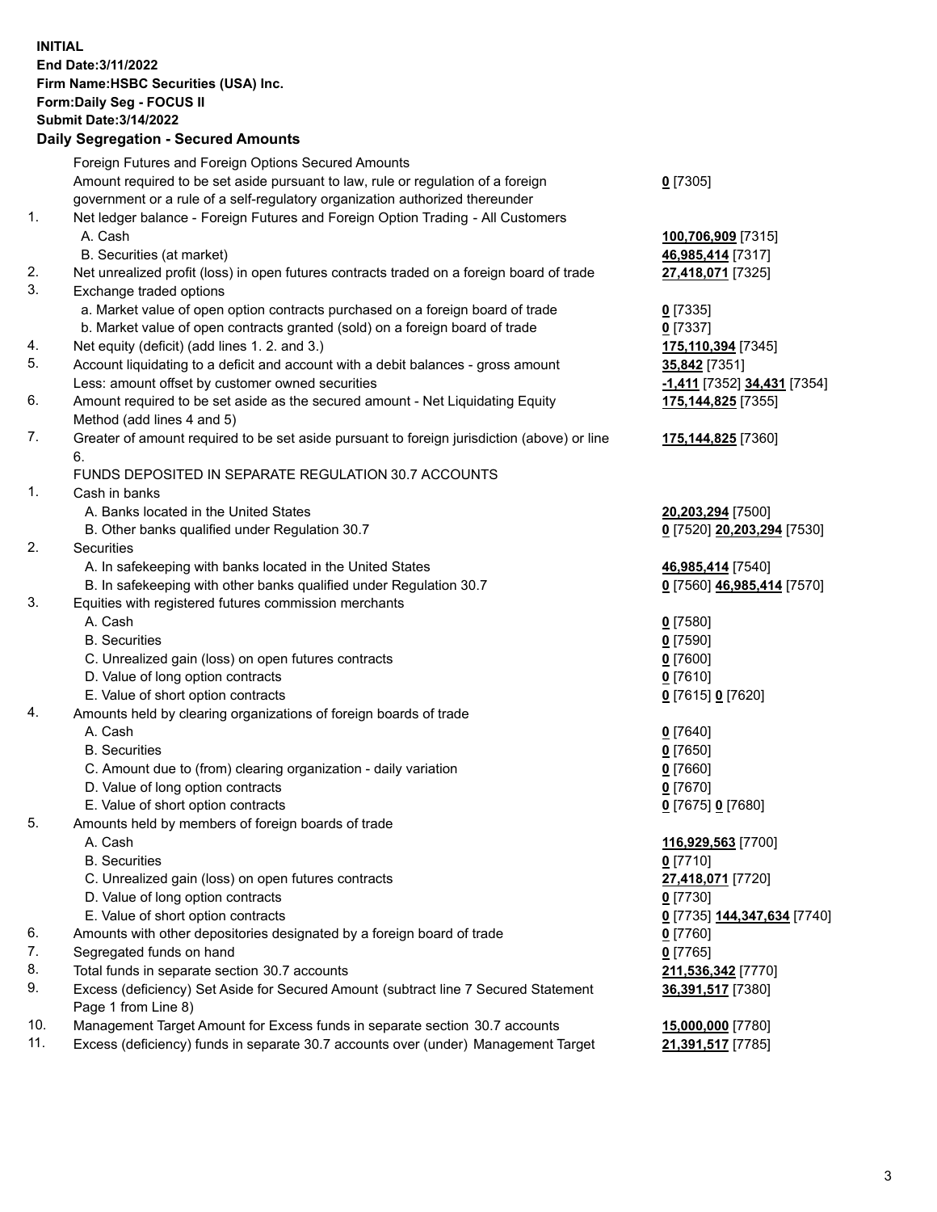**INITIAL**
**End Date:3/11/2022**
**Firm Name:HSBC Securities (USA) Inc.**
**Form:Daily Seg - FOCUS II**
**Submit Date:3/14/2022**

## Daily Segregation - Secured Amounts

| | | |
|---|---|---|
| | Foreign Futures and Foreign Options Secured Amounts | |
| | Amount required to be set aside pursuant to law, rule or regulation of a foreign government or a rule of a self-regulatory organization authorized thereunder | **0** [7305] |
| 1. | Net ledger balance - Foreign Futures and Foreign Option Trading - All Customers | |
| | A. Cash | **100,706,909** [7315] |
| | B. Securities (at market) | **46,985,414** [7317] |
| 2. | Net unrealized profit (loss) in open futures contracts traded on a foreign board of trade | **27,418,071** [7325] |
| 3. | Exchange traded options | |
| | a. Market value of open option contracts purchased on a foreign board of trade | **0** [7335] |
| | b. Market value of open contracts granted (sold) on a foreign board of trade | **0** [7337] |
| 4. | Net equity (deficit) (add lines 1. 2. and 3.) | **175,110,394** [7345] |
| 5. | Account liquidating to a deficit and account with a debit balances - gross amount | **35,842** [7351] |
| | Less: amount offset by customer owned securities | **-1,411** [7352] **34,431** [7354] |
| 6. | Amount required to be set aside as the secured amount - Net Liquidating Equity Method (add lines 4 and 5) | **175,144,825** [7355] |
| 7. | Greater of amount required to be set aside pursuant to foreign jurisdiction (above) or line 6. | **175,144,825** [7360] |
| | FUNDS DEPOSITED IN SEPARATE REGULATION 30.7 ACCOUNTS | |
| 1. | Cash in banks | |
| | A. Banks located in the United States | **20,203,294** [7500] |
| | B. Other banks qualified under Regulation 30.7 | **0** [7520] **20,203,294** [7530] |
| 2. | Securities | |
| | A. In safekeeping with banks located in the United States | **46,985,414** [7540] |
| | B. In safekeeping with other banks qualified under Regulation 30.7 | **0** [7560] **46,985,414** [7570] |
| 3. | Equities with registered futures commission merchants | |
| | A. Cash | **0** [7580] |
| | B. Securities | **0** [7590] |
| | C. Unrealized gain (loss) on open futures contracts | **0** [7600] |
| | D. Value of long option contracts | **0** [7610] |
| | E. Value of short option contracts | **0** [7615] **0** [7620] |
| 4. | Amounts held by clearing organizations of foreign boards of trade | |
| | A. Cash | **0** [7640] |
| | B. Securities | **0** [7650] |
| | C. Amount due to (from) clearing organization - daily variation | **0** [7660] |
| | D. Value of long option contracts | **0** [7670] |
| | E. Value of short option contracts | **0** [7675] **0** [7680] |
| 5. | Amounts held by members of foreign boards of trade | |
| | A. Cash | **116,929,563** [7700] |
| | B. Securities | **0** [7710] |
| | C. Unrealized gain (loss) on open futures contracts | **27,418,071** [7720] |
| | D. Value of long option contracts | **0** [7730] |
| | E. Value of short option contracts | **0** [7735] **144,347,634** [7740] |
| 6. | Amounts with other depositories designated by a foreign board of trade | **0** [7760] |
| 7. | Segregated funds on hand | **0** [7765] |
| 8. | Total funds in separate section 30.7 accounts | **211,536,342** [7770] |
| 9. | Excess (deficiency) Set Aside for Secured Amount (subtract line 7 Secured Statement Page 1 from Line 8) | **36,391,517** [7380] |
| 10. | Management Target Amount for Excess funds in separate section 30.7 accounts | **15,000,000** [7780] |
| 11. | Excess (deficiency) funds in separate 30.7 accounts over (under) Management Target | **21,391,517** [7785] |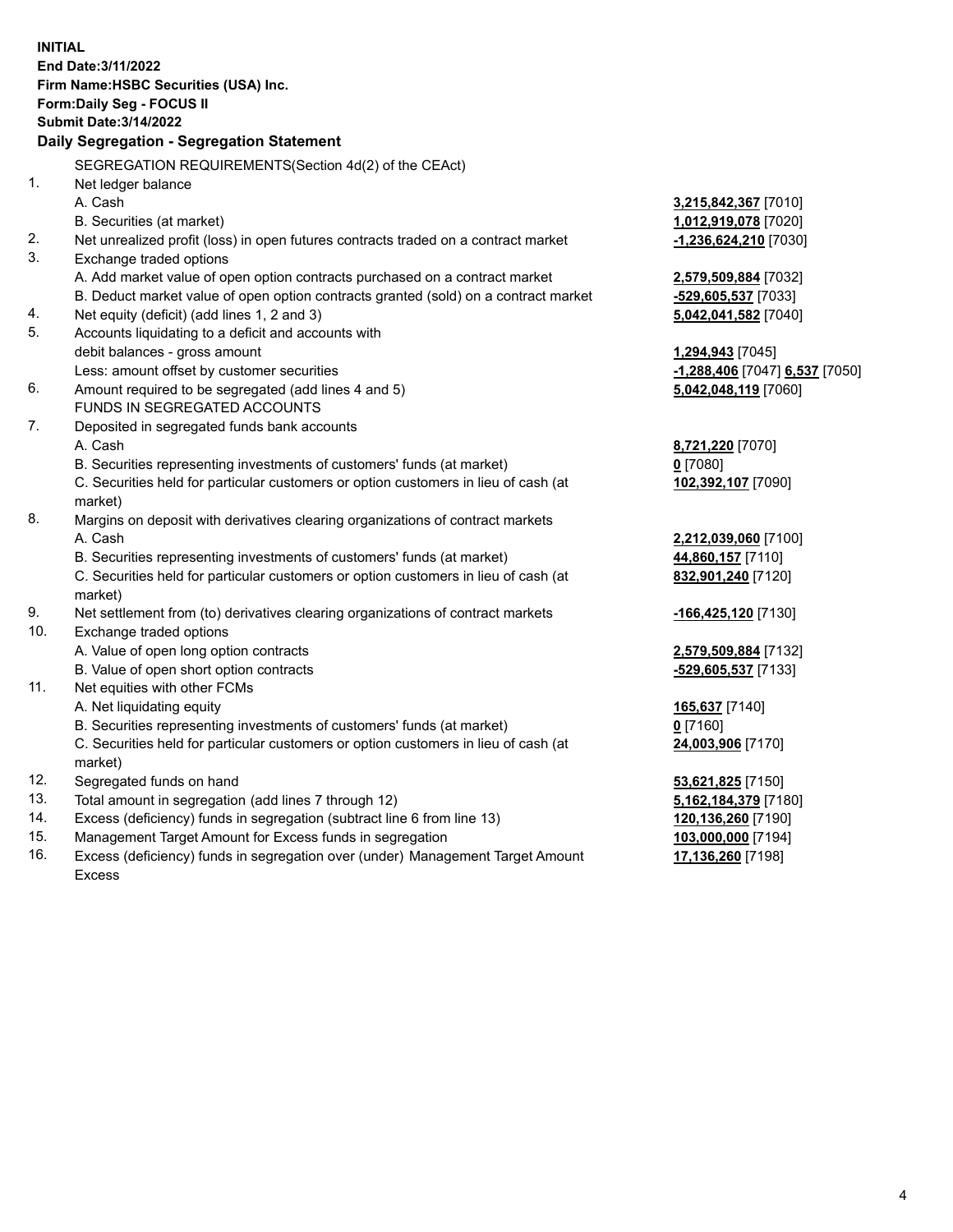**INITIAL**
**End Date:3/11/2022**
**Firm Name:HSBC Securities (USA) Inc.**
**Form:Daily Seg - FOCUS II**
**Submit Date:3/14/2022**

### Daily Segregation - Segregation Statement

SEGREGATION REQUIREMENTS(Section 4d(2) of the CEAct)

| | | |
|---|---|---|
| 1. | Net ledger balance | |
| | A. Cash | **3,215,842,367** [7010] |
| | B. Securities (at market) | **1,012,919,078** [7020] |
| 2. | Net unrealized profit (loss) in open futures contracts traded on a contract market | **-1,236,624,210** [7030] |
| 3. | Exchange traded options | |
| | A. Add market value of open option contracts purchased on a contract market | **2,579,509,884** [7032] |
| | B. Deduct market value of open option contracts granted (sold) on a contract market | **-529,605,537** [7033] |
| 4. | Net equity (deficit) (add lines 1, 2 and 3) | **5,042,041,582** [7040] |
| 5. | Accounts liquidating to a deficit and accounts with debit balances - gross amount | **1,294,943** [7045] |
| | Less: amount offset by customer securities | **-1,288,406** [7047] **6,537** [7050] |
| 6. | Amount required to be segregated (add lines 4 and 5) | **5,042,048,119** [7060] |
| | FUNDS IN SEGREGATED ACCOUNTS | |
| 7. | Deposited in segregated funds bank accounts | |
| | A. Cash | **8,721,220** [7070] |
| | B. Securities representing investments of customers' funds (at market) | **0** [7080] |
| | C. Securities held for particular customers or option customers in lieu of cash (at market) | **102,392,107** [7090] |
| 8. | Margins on deposit with derivatives clearing organizations of contract markets | |
| | A. Cash | **2,212,039,060** [7100] |
| | B. Securities representing investments of customers' funds (at market) | **44,860,157** [7110] |
| | C. Securities held for particular customers or option customers in lieu of cash (at market) | **832,901,240** [7120] |
| 9. | Net settlement from (to) derivatives clearing organizations of contract markets | **-166,425,120** [7130] |
| 10. | Exchange traded options | |
| | A. Value of open long option contracts | **2,579,509,884** [7132] |
| | B. Value of open short option contracts | **-529,605,537** [7133] |
| 11. | Net equities with other FCMs | |
| | A. Net liquidating equity | **165,637** [7140] |
| | B. Securities representing investments of customers' funds (at market) | **0** [7160] |
| | C. Securities held for particular customers or option customers in lieu of cash (at market) | **24,003,906** [7170] |
| 12. | Segregated funds on hand | **53,621,825** [7150] |
| 13. | Total amount in segregation (add lines 7 through 12) | **5,162,184,379** [7180] |
| 14. | Excess (deficiency) funds in segregation (subtract line 6 from line 13) | **120,136,260** [7190] |
| 15. | Management Target Amount for Excess funds in segregation | **103,000,000** [7194] |
| 16. | Excess (deficiency) funds in segregation over (under) Management Target Amount Excess | **17,136,260** [7198] |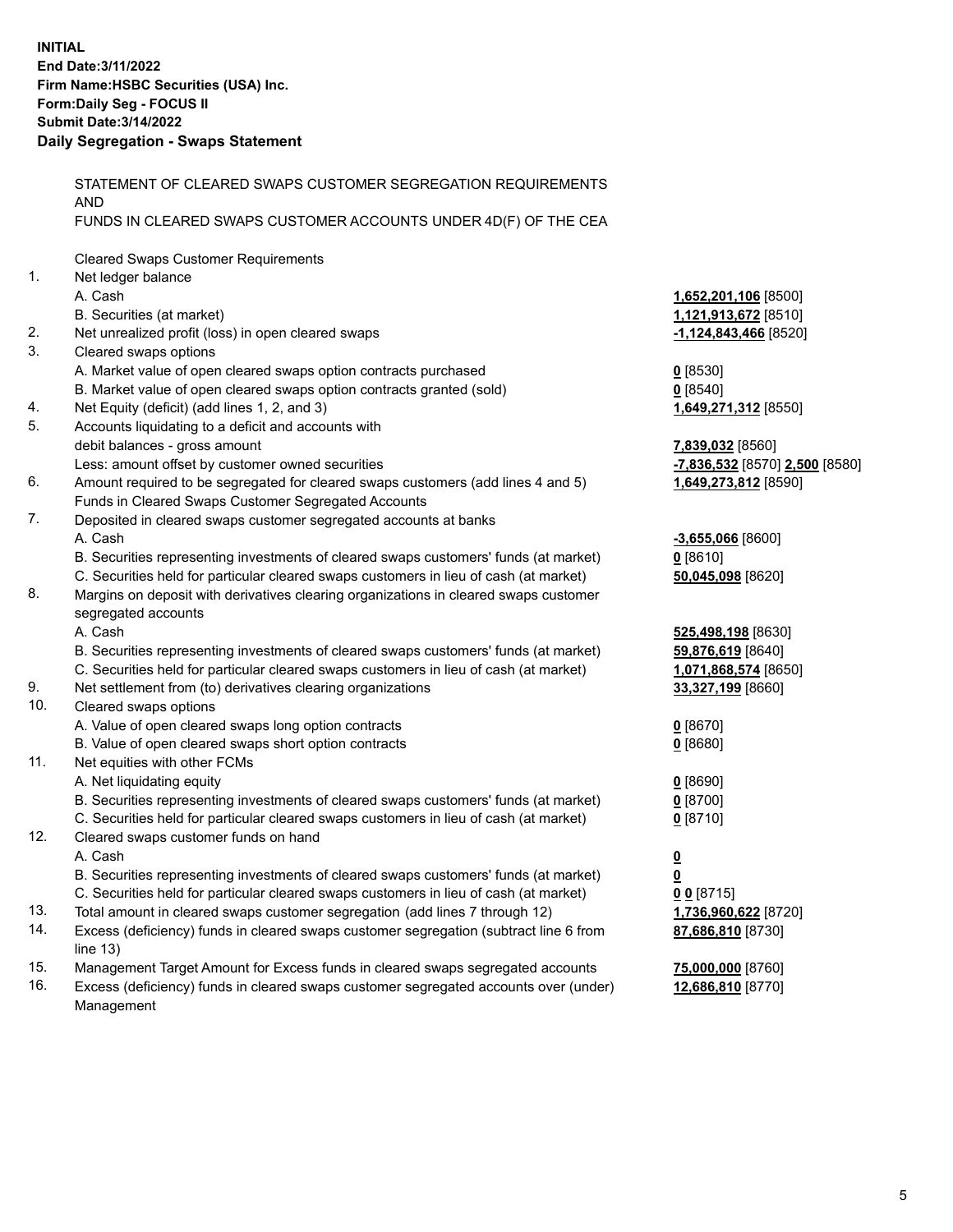**INITIAL**
**End Date:3/11/2022**
**Firm Name:HSBC Securities (USA) Inc.**
**Form:Daily Seg - FOCUS II**
**Submit Date:3/14/2022**
**Daily Segregation - Swaps Statement**

STATEMENT OF CLEARED SWAPS CUSTOMER SEGREGATION REQUIREMENTS AND FUNDS IN CLEARED SWAPS CUSTOMER ACCOUNTS UNDER 4D(F) OF THE CEA

| | | |
|---|---|---|
| | Cleared Swaps Customer Requirements | |
| 1. | Net ledger balance | |
| | A. Cash | **1,652,201,106** [8500] |
| | B. Securities (at market) | **1,121,913,672** [8510] |
| 2. | Net unrealized profit (loss) in open cleared swaps | **-1,124,843,466** [8520] |
| 3. | Cleared swaps options | |
| | A. Market value of open cleared swaps option contracts purchased | **0** [8530] |
| | B. Market value of open cleared swaps option contracts granted (sold) | **0** [8540] |
| 4. | Net Equity (deficit) (add lines 1, 2, and 3) | **1,649,271,312** [8550] |
| 5. | Accounts liquidating to a deficit and accounts with debit balances - gross amount | **7,839,032** [8560] |
| | Less: amount offset by customer owned securities | **-7,836,532** [8570] **2,500** [8580] |
| 6. | Amount required to be segregated for cleared swaps customers (add lines 4 and 5) | **1,649,273,812** [8590] |
| | Funds in Cleared Swaps Customer Segregated Accounts | |
| 7. | Deposited in cleared swaps customer segregated accounts at banks | |
| | A. Cash | **-3,655,066** [8600] |
| | B. Securities representing investments of cleared swaps customers' funds (at market) | **0** [8610] |
| | C. Securities held for particular cleared swaps customers in lieu of cash (at market) | **50,045,098** [8620] |
| 8. | Margins on deposit with derivatives clearing organizations in cleared swaps customer segregated accounts | |
| | A. Cash | **525,498,198** [8630] |
| | B. Securities representing investments of cleared swaps customers' funds (at market) | **59,876,619** [8640] |
| | C. Securities held for particular cleared swaps customers in lieu of cash (at market) | **1,071,868,574** [8650] |
| 9. | Net settlement from (to) derivatives clearing organizations | **33,327,199** [8660] |
| 10. | Cleared swaps options | |
| | A. Value of open cleared swaps long option contracts | **0** [8670] |
| | B. Value of open cleared swaps short option contracts | **0** [8680] |
| 11. | Net equities with other FCMs | |
| | A. Net liquidating equity | **0** [8690] |
| | B. Securities representing investments of cleared swaps customers' funds (at market) | **0** [8700] |
| | C. Securities held for particular cleared swaps customers in lieu of cash (at market) | **0** [8710] |
| 12. | Cleared swaps customer funds on hand | |
| | A. Cash | **0** |
| | B. Securities representing investments of cleared swaps customers' funds (at market) | **0** |
| | C. Securities held for particular cleared swaps customers in lieu of cash (at market) | **0** **0** [8715] |
| 13. | Total amount in cleared swaps customer segregation (add lines 7 through 12) | **1,736,960,622** [8720] |
| 14. | Excess (deficiency) funds in cleared swaps customer segregation (subtract line 6 from line 13) | **87,686,810** [8730] |
| 15. | Management Target Amount for Excess funds in cleared swaps segregated accounts | **75,000,000** [8760] |
| 16. | Excess (deficiency) funds in cleared swaps customer segregated accounts over (under) Management | **12,686,810** [8770] |